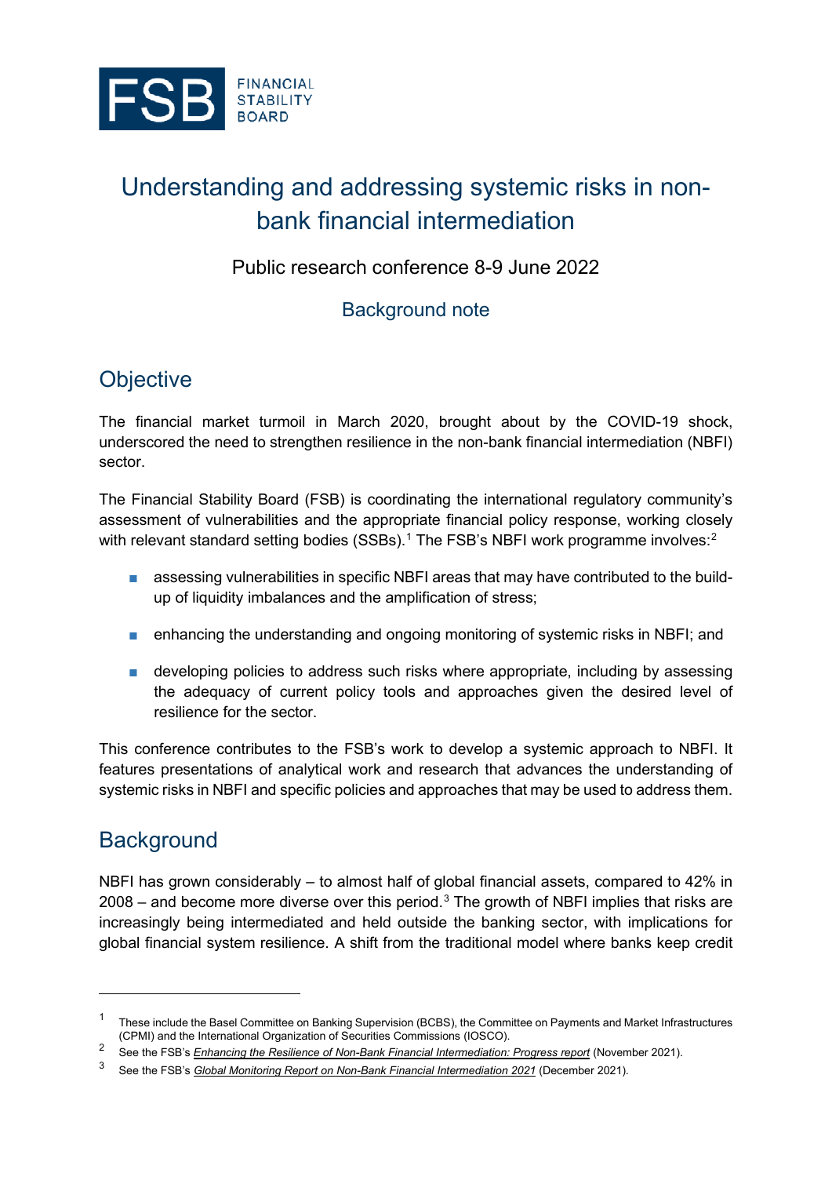# Understanding and addressing systemic risks in non-bank financial intermediation

Public research conference 8-9 June 2022

Background note

## Objective

The financial market turmoil in March 2020, brought about by the COVID-19 shock, underscored the need to strengthen resilience in the non-bank financial intermediation (NBFI) sector.

The Financial Stability Board (FSB) is coordinating the international regulatory community's assessment of vulnerabilities and the appropriate financial policy response, working closely with relevant standard setting bodies (SSBs).[1] The FSB's NBFI work programme involves:[2]

- assessing vulnerabilities in specific NBFI areas that may have contributed to the build-up of liquidity imbalances and the amplification of stress;
- enhancing the understanding and ongoing monitoring of systemic risks in NBFI; and
- developing policies to address such risks where appropriate, including by assessing the adequacy of current policy tools and approaches given the desired level of resilience for the sector.

This conference contributes to the FSB's work to develop a systemic approach to NBFI. It features presentations of analytical work and research that advances the understanding of systemic risks in NBFI and specific policies and approaches that may be used to address them.

## Background

NBFI has grown considerably – to almost half of global financial assets, compared to 42% in 2008 – and become more diverse over this period.[3] The growth of NBFI implies that risks are increasingly being intermediated and held outside the banking sector, with implications for global financial system resilience. A shift from the traditional model where banks keep credit

---

[1] These include the Basel Committee on Banking Supervision (BCBS), the Committee on Payments and Market Infrastructures (CPMI) and the International Organization of Securities Commissions (IOSCO).

[2] See the FSB's *Enhancing the Resilience of Non-Bank Financial Intermediation: Progress report* (November 2021).

[3] See the FSB's *Global Monitoring Report on Non-Bank Financial Intermediation 2021* (December 2021).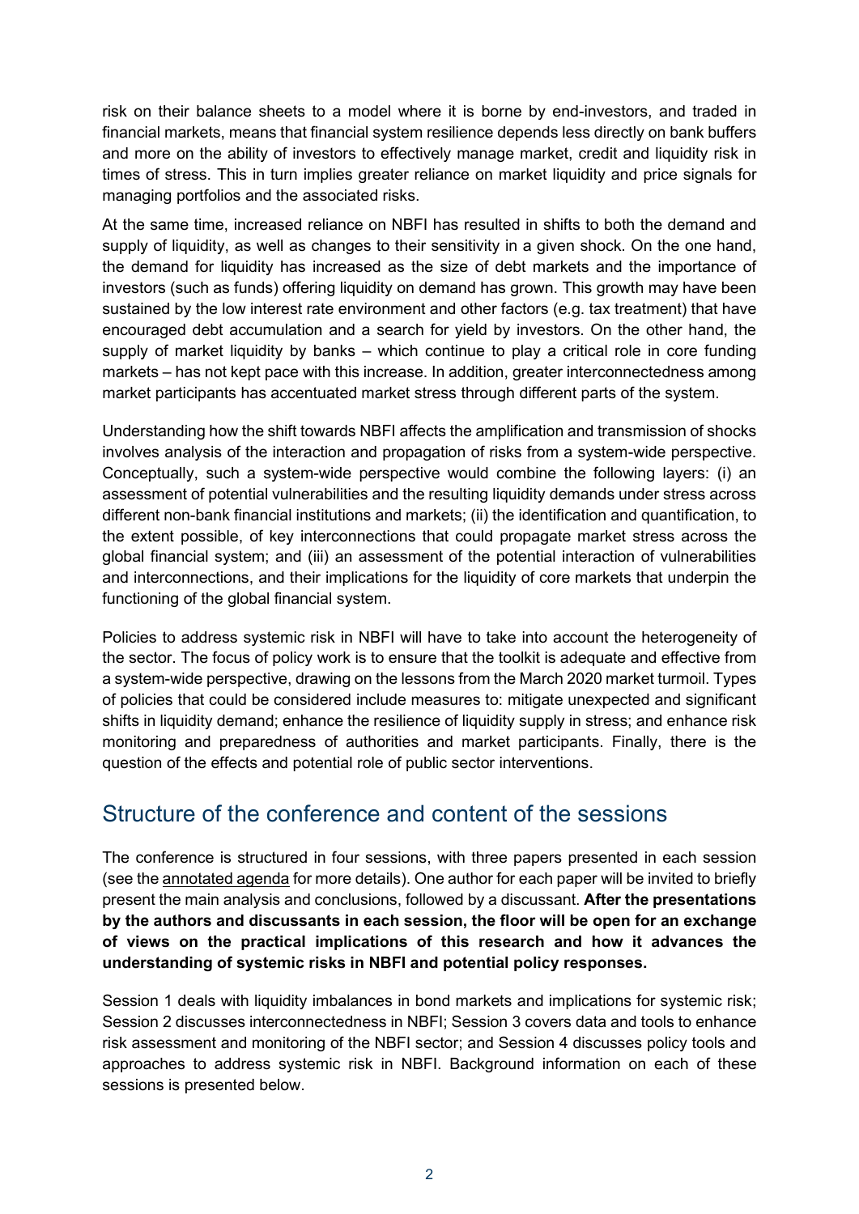risk on their balance sheets to a model where it is borne by end-investors, and traded in financial markets, means that financial system resilience depends less directly on bank buffers and more on the ability of investors to effectively manage market, credit and liquidity risk in times of stress. This in turn implies greater reliance on market liquidity and price signals for managing portfolios and the associated risks.

At the same time, increased reliance on NBFI has resulted in shifts to both the demand and supply of liquidity, as well as changes to their sensitivity in a given shock. On the one hand, the demand for liquidity has increased as the size of debt markets and the importance of investors (such as funds) offering liquidity on demand has grown. This growth may have been sustained by the low interest rate environment and other factors (e.g. tax treatment) that have encouraged debt accumulation and a search for yield by investors. On the other hand, the supply of market liquidity by banks – which continue to play a critical role in core funding markets – has not kept pace with this increase. In addition, greater interconnectedness among market participants has accentuated market stress through different parts of the system.

Understanding how the shift towards NBFI affects the amplification and transmission of shocks involves analysis of the interaction and propagation of risks from a system-wide perspective. Conceptually, such a system-wide perspective would combine the following layers: (i) an assessment of potential vulnerabilities and the resulting liquidity demands under stress across different non-bank financial institutions and markets; (ii) the identification and quantification, to the extent possible, of key interconnections that could propagate market stress across the global financial system; and (iii) an assessment of the potential interaction of vulnerabilities and interconnections, and their implications for the liquidity of core markets that underpin the functioning of the global financial system.

Policies to address systemic risk in NBFI will have to take into account the heterogeneity of the sector. The focus of policy work is to ensure that the toolkit is adequate and effective from a system-wide perspective, drawing on the lessons from the March 2020 market turmoil. Types of policies that could be considered include measures to: mitigate unexpected and significant shifts in liquidity demand; enhance the resilience of liquidity supply in stress; and enhance risk monitoring and preparedness of authorities and market participants. Finally, there is the question of the effects and potential role of public sector interventions.

## Structure of the conference and content of the sessions

The conference is structured in four sessions, with three papers presented in each session (see the annotated agenda for more details). One author for each paper will be invited to briefly present the main analysis and conclusions, followed by a discussant. **After the presentations by the authors and discussants in each session, the floor will be open for an exchange of views on the practical implications of this research and how it advances the understanding of systemic risks in NBFI and potential policy responses.**

Session 1 deals with liquidity imbalances in bond markets and implications for systemic risk; Session 2 discusses interconnectedness in NBFI; Session 3 covers data and tools to enhance risk assessment and monitoring of the NBFI sector; and Session 4 discusses policy tools and approaches to address systemic risk in NBFI. Background information on each of these sessions is presented below.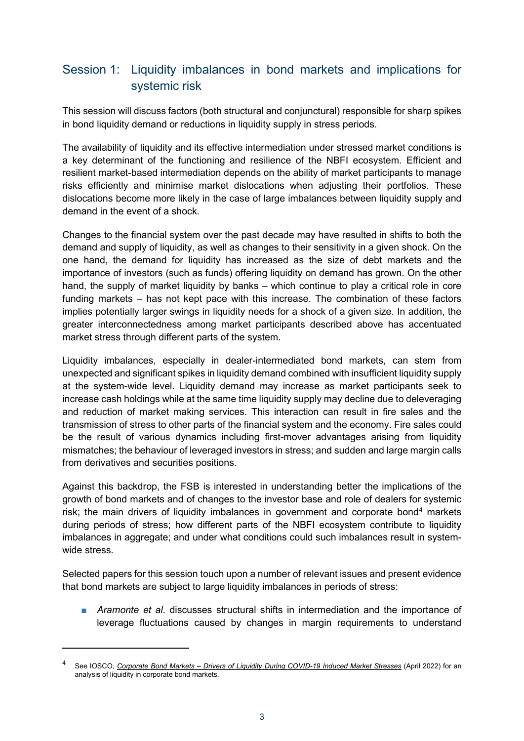## Session 1: Liquidity imbalances in bond markets and implications for systemic risk

This session will discuss factors (both structural and conjunctural) responsible for sharp spikes in bond liquidity demand or reductions in liquidity supply in stress periods.

The availability of liquidity and its effective intermediation under stressed market conditions is a key determinant of the functioning and resilience of the NBFI ecosystem. Efficient and resilient market-based intermediation depends on the ability of market participants to manage risks efficiently and minimise market dislocations when adjusting their portfolios. These dislocations become more likely in the case of large imbalances between liquidity supply and demand in the event of a shock.

Changes to the financial system over the past decade may have resulted in shifts to both the demand and supply of liquidity, as well as changes to their sensitivity in a given shock. On the one hand, the demand for liquidity has increased as the size of debt markets and the importance of investors (such as funds) offering liquidity on demand has grown. On the other hand, the supply of market liquidity by banks – which continue to play a critical role in core funding markets – has not kept pace with this increase. The combination of these factors implies potentially larger swings in liquidity needs for a shock of a given size. In addition, the greater interconnectedness among market participants described above has accentuated market stress through different parts of the system.

Liquidity imbalances, especially in dealer-intermediated bond markets, can stem from unexpected and significant spikes in liquidity demand combined with insufficient liquidity supply at the system-wide level. Liquidity demand may increase as market participants seek to increase cash holdings while at the same time liquidity supply may decline due to deleveraging and reduction of market making services. This interaction can result in fire sales and the transmission of stress to other parts of the financial system and the economy. Fire sales could be the result of various dynamics including first-mover advantages arising from liquidity mismatches; the behaviour of leveraged investors in stress; and sudden and large margin calls from derivatives and securities positions.

Against this backdrop, the FSB is interested in understanding better the implications of the growth of bond markets and of changes to the investor base and role of dealers for systemic risk; the main drivers of liquidity imbalances in government and corporate bond[4] markets during periods of stress; how different parts of the NBFI ecosystem contribute to liquidity imbalances in aggregate; and under what conditions could such imbalances result in system-wide stress.

Selected papers for this session touch upon a number of relevant issues and present evidence that bond markets are subject to large liquidity imbalances in periods of stress:

- *Aramonte et al*. discusses structural shifts in intermediation and the importance of leverage fluctuations caused by changes in margin requirements to understand

---

[4] See IOSCO, *Corporate Bond Markets – Drivers of Liquidity During COVID-19 Induced Market Stresses* (April 2022) for an analysis of liquidity in corporate bond markets.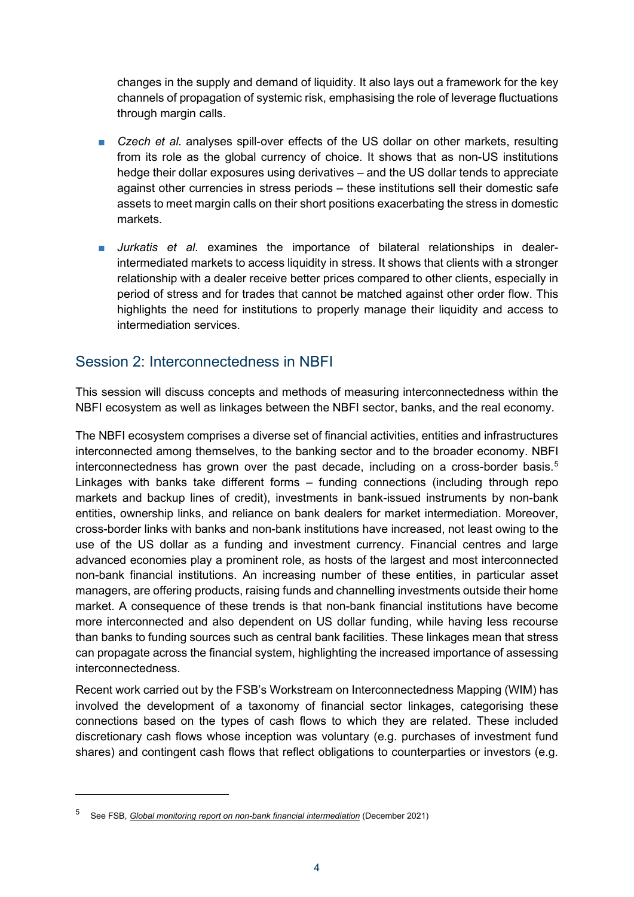changes in the supply and demand of liquidity. It also lays out a framework for the key channels of propagation of systemic risk, emphasising the role of leverage fluctuations through margin calls.

- *Czech et al*. analyses spill-over effects of the US dollar on other markets, resulting from its role as the global currency of choice. It shows that as non-US institutions hedge their dollar exposures using derivatives – and the US dollar tends to appreciate against other currencies in stress periods – these institutions sell their domestic safe assets to meet margin calls on their short positions exacerbating the stress in domestic markets.

- *Jurkatis et al*. examines the importance of bilateral relationships in dealer-intermediated markets to access liquidity in stress. It shows that clients with a stronger relationship with a dealer receive better prices compared to other clients, especially in period of stress and for trades that cannot be matched against other order flow. This highlights the need for institutions to properly manage their liquidity and access to intermediation services.

## Session 2: Interconnectedness in NBFI

This session will discuss concepts and methods of measuring interconnectedness within the NBFI ecosystem as well as linkages between the NBFI sector, banks, and the real economy.

The NBFI ecosystem comprises a diverse set of financial activities, entities and infrastructures interconnected among themselves, to the banking sector and to the broader economy. NBFI interconnectedness has grown over the past decade, including on a cross-border basis.[5] Linkages with banks take different forms – funding connections (including through repo markets and backup lines of credit), investments in bank-issued instruments by non-bank entities, ownership links, and reliance on bank dealers for market intermediation. Moreover, cross-border links with banks and non-bank institutions have increased, not least owing to the use of the US dollar as a funding and investment currency. Financial centres and large advanced economies play a prominent role, as hosts of the largest and most interconnected non-bank financial institutions. An increasing number of these entities, in particular asset managers, are offering products, raising funds and channelling investments outside their home market. A consequence of these trends is that non-bank financial institutions have become more interconnected and also dependent on US dollar funding, while having less recourse than banks to funding sources such as central bank facilities. These linkages mean that stress can propagate across the financial system, highlighting the increased importance of assessing interconnectedness.

Recent work carried out by the FSB's Workstream on Interconnectedness Mapping (WIM) has involved the development of a taxonomy of financial sector linkages, categorising these connections based on the types of cash flows to which they are related. These included discretionary cash flows whose inception was voluntary (e.g. purchases of investment fund shares) and contingent cash flows that reflect obligations to counterparties or investors (e.g.

---

[5] See FSB, *Global monitoring report on non-bank financial intermediation* (December 2021)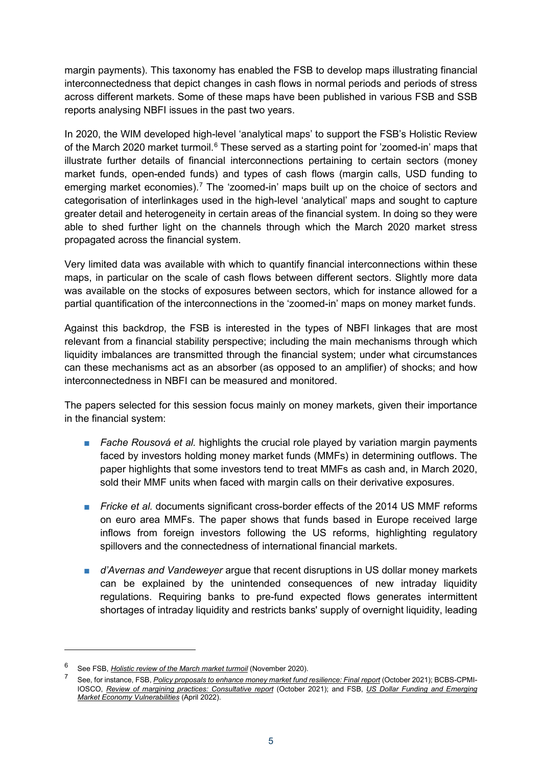margin payments). This taxonomy has enabled the FSB to develop maps illustrating financial interconnectedness that depict changes in cash flows in normal periods and periods of stress across different markets. Some of these maps have been published in various FSB and SSB reports analysing NBFI issues in the past two years.

In 2020, the WIM developed high-level 'analytical maps' to support the FSB's Holistic Review of the March 2020 market turmoil.[6] These served as a starting point for 'zoomed-in' maps that illustrate further details of financial interconnections pertaining to certain sectors (money market funds, open-ended funds) and types of cash flows (margin calls, USD funding to emerging market economies).[7] The 'zoomed-in' maps built up on the choice of sectors and categorisation of interlinkages used in the high-level 'analytical' maps and sought to capture greater detail and heterogeneity in certain areas of the financial system. In doing so they were able to shed further light on the channels through which the March 2020 market stress propagated across the financial system.

Very limited data was available with which to quantify financial interconnections within these maps, in particular on the scale of cash flows between different sectors. Slightly more data was available on the stocks of exposures between sectors, which for instance allowed for a partial quantification of the interconnections in the 'zoomed-in' maps on money market funds.

Against this backdrop, the FSB is interested in the types of NBFI linkages that are most relevant from a financial stability perspective; including the main mechanisms through which liquidity imbalances are transmitted through the financial system; under what circumstances can these mechanisms act as an absorber (as opposed to an amplifier) of shocks; and how interconnectedness in NBFI can be measured and monitored.

The papers selected for this session focus mainly on money markets, given their importance in the financial system:

- *Fache Rousová et al.* highlights the crucial role played by variation margin payments faced by investors holding money market funds (MMFs) in determining outflows. The paper highlights that some investors tend to treat MMFs as cash and, in March 2020, sold their MMF units when faced with margin calls on their derivative exposures.
- *Fricke et al.* documents significant cross-border effects of the 2014 US MMF reforms on euro area MMFs. The paper shows that funds based in Europe received large inflows from foreign investors following the US reforms, highlighting regulatory spillovers and the connectedness of international financial markets.
- *d'Avernas and Vandeweyer* argue that recent disruptions in US dollar money markets can be explained by the unintended consequences of new intraday liquidity regulations. Requiring banks to pre-fund expected flows generates intermittent shortages of intraday liquidity and restricts banks' supply of overnight liquidity, leading

---

[6] See FSB, *Holistic review of the March market turmoil* (November 2020).

[7] See, for instance, FSB, *Policy proposals to enhance money market fund resilience: Final report* (October 2021); BCBS-CPMI-IOSCO, *Review of margining practices: Consultative report* (October 2021); and FSB, *US Dollar Funding and Emerging Market Economy Vulnerabilities* (April 2022).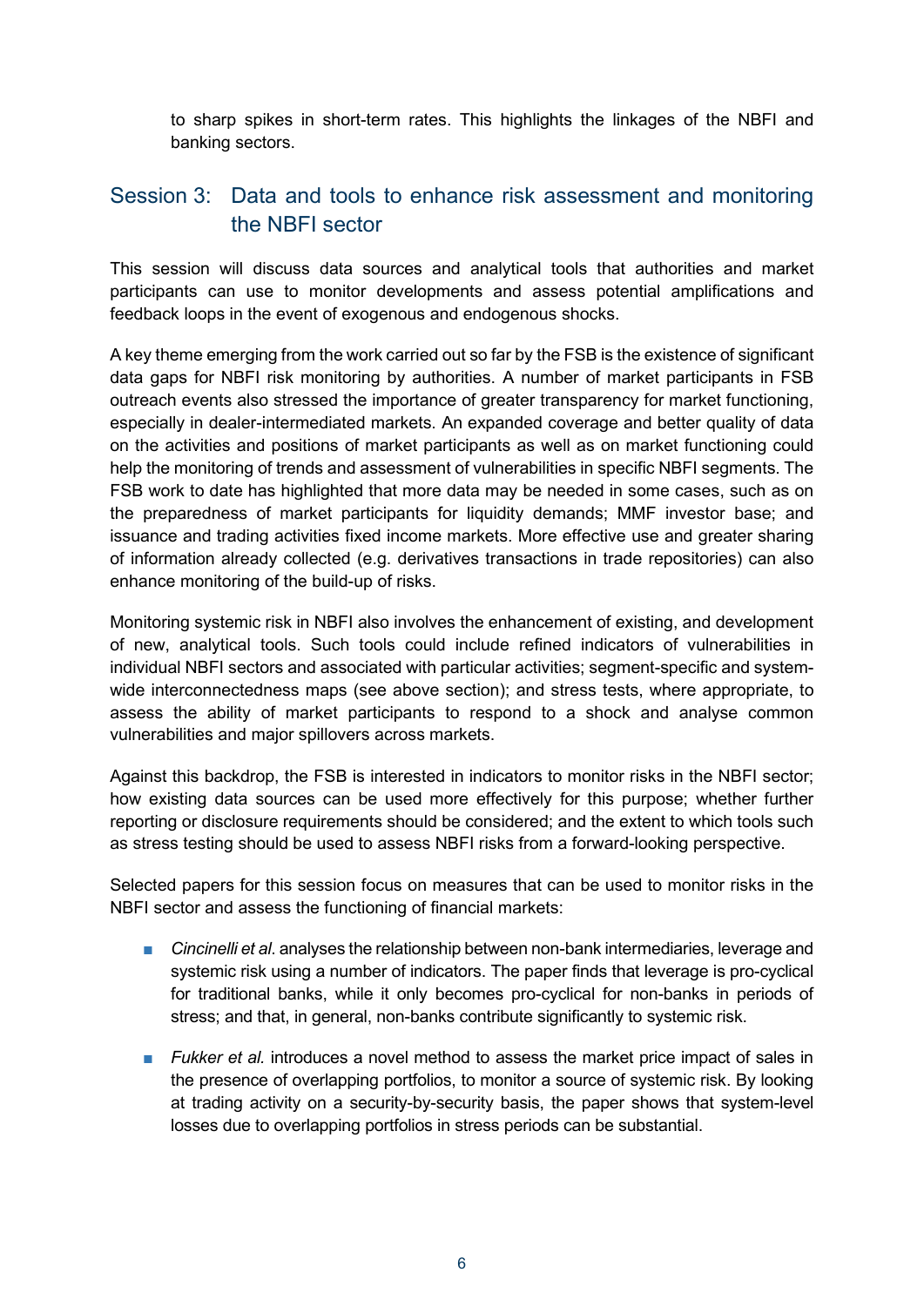to sharp spikes in short-term rates. This highlights the linkages of the NBFI and banking sectors.

## Session 3: Data and tools to enhance risk assessment and monitoring the NBFI sector

This session will discuss data sources and analytical tools that authorities and market participants can use to monitor developments and assess potential amplifications and feedback loops in the event of exogenous and endogenous shocks.

A key theme emerging from the work carried out so far by the FSB is the existence of significant data gaps for NBFI risk monitoring by authorities. A number of market participants in FSB outreach events also stressed the importance of greater transparency for market functioning, especially in dealer-intermediated markets. An expanded coverage and better quality of data on the activities and positions of market participants as well as on market functioning could help the monitoring of trends and assessment of vulnerabilities in specific NBFI segments. The FSB work to date has highlighted that more data may be needed in some cases, such as on the preparedness of market participants for liquidity demands; MMF investor base; and issuance and trading activities fixed income markets. More effective use and greater sharing of information already collected (e.g. derivatives transactions in trade repositories) can also enhance monitoring of the build-up of risks.

Monitoring systemic risk in NBFI also involves the enhancement of existing, and development of new, analytical tools. Such tools could include refined indicators of vulnerabilities in individual NBFI sectors and associated with particular activities; segment-specific and system-wide interconnectedness maps (see above section); and stress tests, where appropriate, to assess the ability of market participants to respond to a shock and analyse common vulnerabilities and major spillovers across markets.

Against this backdrop, the FSB is interested in indicators to monitor risks in the NBFI sector; how existing data sources can be used more effectively for this purpose; whether further reporting or disclosure requirements should be considered; and the extent to which tools such as stress testing should be used to assess NBFI risks from a forward-looking perspective.

Selected papers for this session focus on measures that can be used to monitor risks in the NBFI sector and assess the functioning of financial markets:

- *Cincinelli et al*. analyses the relationship between non-bank intermediaries, leverage and systemic risk using a number of indicators. The paper finds that leverage is pro-cyclical for traditional banks, while it only becomes pro-cyclical for non-banks in periods of stress; and that, in general, non-banks contribute significantly to systemic risk.

- *Fukker et al.* introduces a novel method to assess the market price impact of sales in the presence of overlapping portfolios, to monitor a source of systemic risk. By looking at trading activity on a security-by-security basis, the paper shows that system-level losses due to overlapping portfolios in stress periods can be substantial.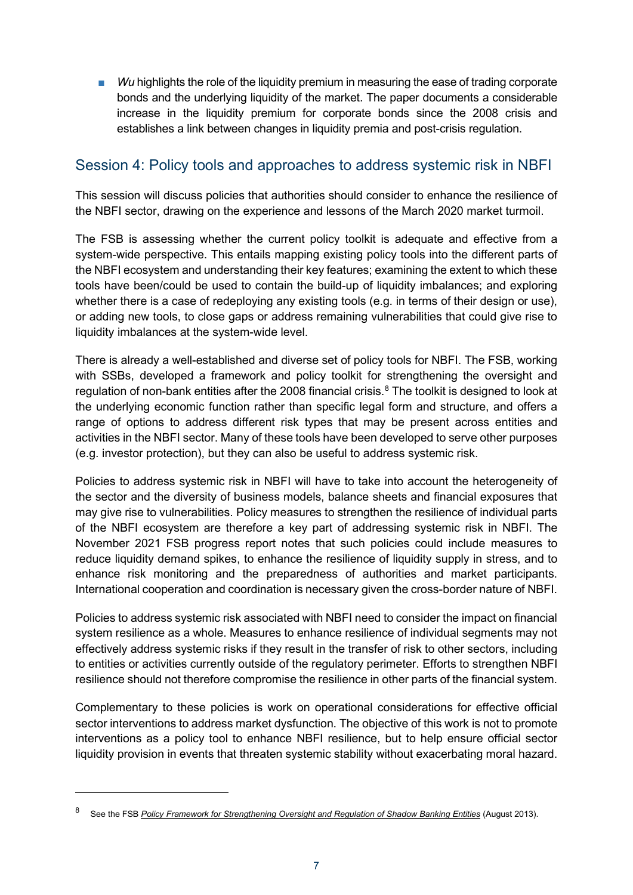- *Wu* highlights the role of the liquidity premium in measuring the ease of trading corporate bonds and the underlying liquidity of the market. The paper documents a considerable increase in the liquidity premium for corporate bonds since the 2008 crisis and establishes a link between changes in liquidity premia and post-crisis regulation.

## Session 4: Policy tools and approaches to address systemic risk in NBFI

This session will discuss policies that authorities should consider to enhance the resilience of the NBFI sector, drawing on the experience and lessons of the March 2020 market turmoil.

The FSB is assessing whether the current policy toolkit is adequate and effective from a system-wide perspective. This entails mapping existing policy tools into the different parts of the NBFI ecosystem and understanding their key features; examining the extent to which these tools have been/could be used to contain the build-up of liquidity imbalances; and exploring whether there is a case of redeploying any existing tools (e.g. in terms of their design or use), or adding new tools, to close gaps or address remaining vulnerabilities that could give rise to liquidity imbalances at the system-wide level.

There is already a well-established and diverse set of policy tools for NBFI. The FSB, working with SSBs, developed a framework and policy toolkit for strengthening the oversight and regulation of non-bank entities after the 2008 financial crisis.[8] The toolkit is designed to look at the underlying economic function rather than specific legal form and structure, and offers a range of options to address different risk types that may be present across entities and activities in the NBFI sector. Many of these tools have been developed to serve other purposes (e.g. investor protection), but they can also be useful to address systemic risk.

Policies to address systemic risk in NBFI will have to take into account the heterogeneity of the sector and the diversity of business models, balance sheets and financial exposures that may give rise to vulnerabilities. Policy measures to strengthen the resilience of individual parts of the NBFI ecosystem are therefore a key part of addressing systemic risk in NBFI. The November 2021 FSB progress report notes that such policies could include measures to reduce liquidity demand spikes, to enhance the resilience of liquidity supply in stress, and to enhance risk monitoring and the preparedness of authorities and market participants. International cooperation and coordination is necessary given the cross-border nature of NBFI.

Policies to address systemic risk associated with NBFI need to consider the impact on financial system resilience as a whole. Measures to enhance resilience of individual segments may not effectively address systemic risks if they result in the transfer of risk to other sectors, including to entities or activities currently outside of the regulatory perimeter. Efforts to strengthen NBFI resilience should not therefore compromise the resilience in other parts of the financial system.

Complementary to these policies is work on operational considerations for effective official sector interventions to address market dysfunction. The objective of this work is not to promote interventions as a policy tool to enhance NBFI resilience, but to help ensure official sector liquidity provision in events that threaten systemic stability without exacerbating moral hazard.

---

[8] See the FSB *Policy Framework for Strengthening Oversight and Regulation of Shadow Banking Entities* (August 2013).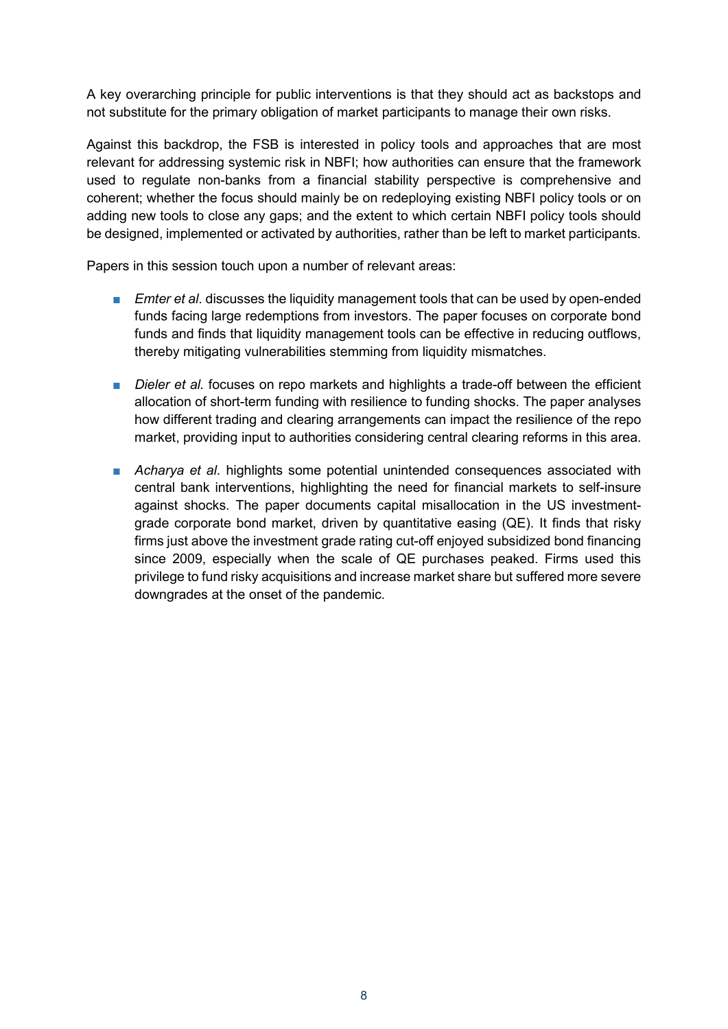A key overarching principle for public interventions is that they should act as backstops and not substitute for the primary obligation of market participants to manage their own risks.

Against this backdrop, the FSB is interested in policy tools and approaches that are most relevant for addressing systemic risk in NBFI; how authorities can ensure that the framework used to regulate non-banks from a financial stability perspective is comprehensive and coherent; whether the focus should mainly be on redeploying existing NBFI policy tools or on adding new tools to close any gaps; and the extent to which certain NBFI policy tools should be designed, implemented or activated by authorities, rather than be left to market participants.

Papers in this session touch upon a number of relevant areas:

- *Emter et al*. discusses the liquidity management tools that can be used by open-ended funds facing large redemptions from investors. The paper focuses on corporate bond funds and finds that liquidity management tools can be effective in reducing outflows, thereby mitigating vulnerabilities stemming from liquidity mismatches.
- *Dieler et al.* focuses on repo markets and highlights a trade-off between the efficient allocation of short-term funding with resilience to funding shocks. The paper analyses how different trading and clearing arrangements can impact the resilience of the repo market, providing input to authorities considering central clearing reforms in this area.
- *Acharya et al*. highlights some potential unintended consequences associated with central bank interventions, highlighting the need for financial markets to self-insure against shocks. The paper documents capital misallocation in the US investment-grade corporate bond market, driven by quantitative easing (QE). It finds that risky firms just above the investment grade rating cut-off enjoyed subsidized bond financing since 2009, especially when the scale of QE purchases peaked. Firms used this privilege to fund risky acquisitions and increase market share but suffered more severe downgrades at the onset of the pandemic.